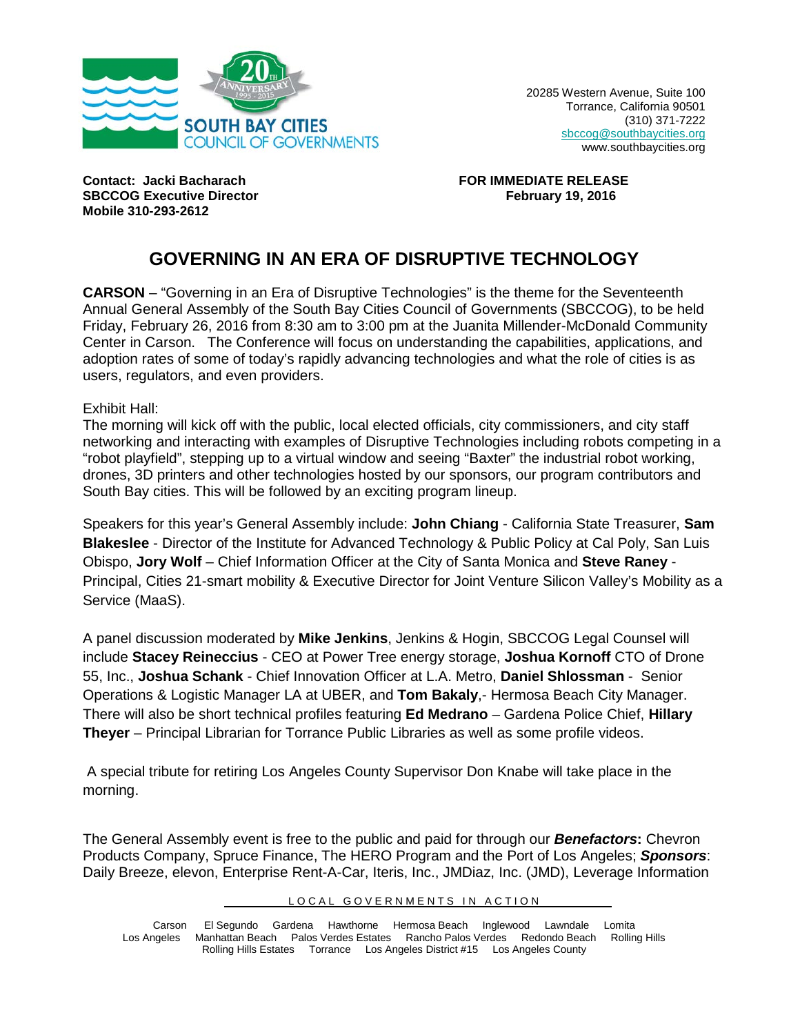SOUTH BAY CITIES COUNCIL OF GOVERNMENTS

20th Anniversary 1995 - 2015

20285 Western Avenue, Suite 100
Torrance, California 90501
(310) 371-7222
sbccog@southbaycities.org
www.southbaycities.org

**Contact: Jacki Bacharach**
**SBCCOG Executive Director**
**Mobile 310-293-2612**

**FOR IMMEDIATE RELEASE**
**February 19, 2016**

# GOVERNING IN AN ERA OF DISRUPTIVE TECHNOLOGY

**CARSON** – "Governing in an Era of Disruptive Technologies" is the theme for the Seventeenth Annual General Assembly of the South Bay Cities Council of Governments (SBCCOG), to be held Friday, February 26, 2016 from 8:30 am to 3:00 pm at the Juanita Millender-McDonald Community Center in Carson. The Conference will focus on understanding the capabilities, applications, and adoption rates of some of today's rapidly advancing technologies and what the role of cities is as users, regulators, and even providers.

Exhibit Hall:
The morning will kick off with the public, local elected officials, city commissioners, and city staff networking and interacting with examples of Disruptive Technologies including robots competing in a "robot playfield", stepping up to a virtual window and seeing "Baxter" the industrial robot working, drones, 3D printers and other technologies hosted by our sponsors, our program contributors and South Bay cities. This will be followed by an exciting program lineup.

Speakers for this year's General Assembly include: **John Chiang** - California State Treasurer, **Sam Blakeslee** - Director of the Institute for Advanced Technology & Public Policy at Cal Poly, San Luis Obispo, **Jory Wolf** – Chief Information Officer at the City of Santa Monica and **Steve Raney** - Principal, Cities 21-smart mobility & Executive Director for Joint Venture Silicon Valley's Mobility as a Service (MaaS).

A panel discussion moderated by **Mike Jenkins**, Jenkins & Hogin, SBCCOG Legal Counsel will include **Stacey Reineccius** - CEO at Power Tree energy storage, **Joshua Kornoff** CTO of Drone 55, Inc., **Joshua Schank** - Chief Innovation Officer at L.A. Metro, **Daniel Shlossman** - Senior Operations & Logistic Manager LA at UBER, and **Tom Bakaly**,- Hermosa Beach City Manager. There will also be short technical profiles featuring **Ed Medrano** – Gardena Police Chief, **Hillary Theyer** – Principal Librarian for Torrance Public Libraries as well as some profile videos.

A special tribute for retiring Los Angeles County Supervisor Don Knabe will take place in the morning.

The General Assembly event is free to the public and paid for through our ***Benefactors*****:** Chevron Products Company, Spruce Finance, The HERO Program and the Port of Los Angeles; ***Sponsors***: Daily Breeze, elevon, Enterprise Rent-A-Car, Iteris, Inc., JMDiaz, Inc. (JMD), Leverage Information

LOCAL GOVERNMENTS IN ACTION

Carson El Segundo Gardena Hawthorne Hermosa Beach Inglewood Lawndale Lomita Los Angeles Manhattan Beach Palos Verdes Estates Rancho Palos Verdes Redondo Beach Rolling Hills Rolling Hills Estates Torrance Los Angeles District #15 Los Angeles County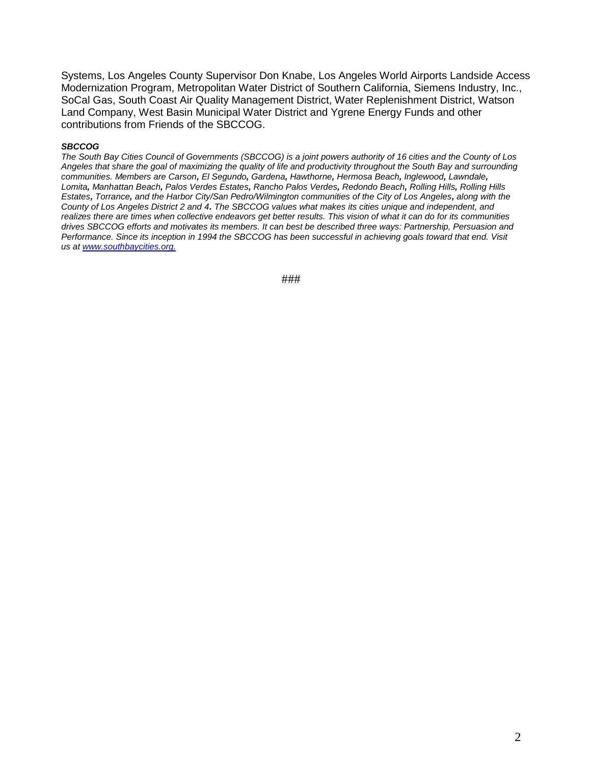Systems, Los Angeles County Supervisor Don Knabe, Los Angeles World Airports Landside Access Modernization Program, Metropolitan Water District of Southern California, Siemens Industry, Inc., SoCal Gas, South Coast Air Quality Management District, Water Replenishment District, Watson Land Company, West Basin Municipal Water District and Ygrene Energy Funds and other contributions from Friends of the SBCCOG.

***SBCCOG***

*The South Bay Cities Council of Governments (SBCCOG) is a joint powers authority of 16 cities and the County of Los Angeles that share the goal of maximizing the quality of life and productivity throughout the South Bay and surrounding communities. Members are Carson, El Segundo, Gardena, Hawthorne, Hermosa Beach, Inglewood, Lawndale, Lomita, Manhattan Beach, Palos Verdes Estates, Rancho Palos Verdes, Redondo Beach, Rolling Hills, Rolling Hills Estates, Torrance, and the Harbor City/San Pedro/Wilmington communities of the City of Los Angeles, along with the County of Los Angeles District 2 and 4. The SBCCOG values what makes its cities unique and independent, and realizes there are times when collective endeavors get better results. This vision of what it can do for its communities drives SBCCOG efforts and motivates its members. It can best be described three ways: Partnership, Persuasion and Performance. Since its inception in 1994 the SBCCOG has been successful in achieving goals toward that end. Visit us at [www.southbaycities.org.](http://www.southbaycities.org)*

###